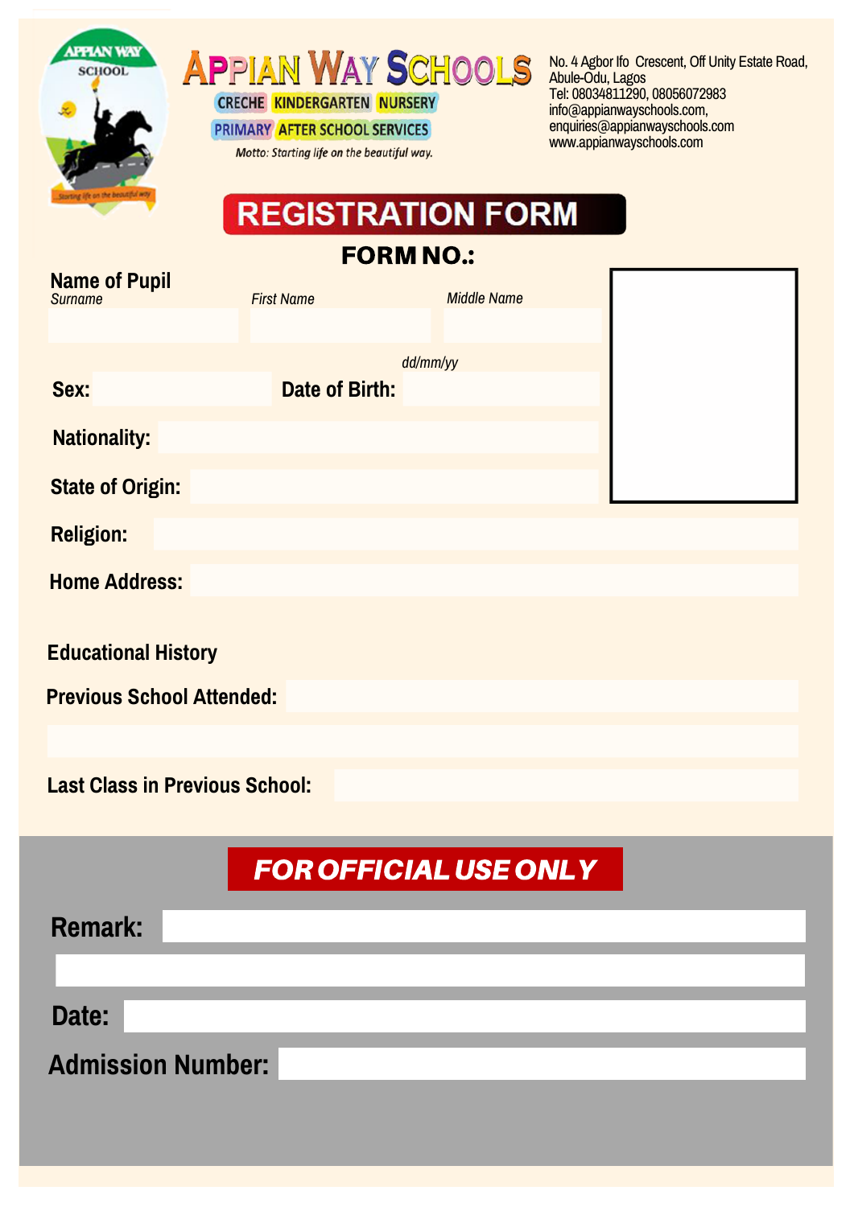# APPIAN WAY SCHOOLS

CRECHE KINDERGARTEN NURSERY

PRIMARY AFTER SCHOOL SERVICES

*Motto: Starting life on the beautiful way.*

No. 4 Agbor Ifo Crescent, Off Unity Estate Road, Abule-Odu, Lagos
Tel: 08034811290, 08056072983
info@appianwayschools.com,
enquiries@appianwayschools.com
www.appianwayschools.com

## REGISTRATION FORM

**FORM NO.:**

**Name of Pupil**

*Surname* _______ *First Name* _______ *Middle Name* _______

**Sex:** _______ **Date of Birth:** _______ *dd/mm/yy*

**Nationality:** _______

**State of Origin:** _______

**Religion:** _______

**Home Address:** _______

**Educational History**

**Previous School Attended:** _______

**Last Class in Previous School:** _______

## *FOR OFFICIAL USE ONLY*

**Remark:** _______

**Date:** _______

**Admission Number:** _______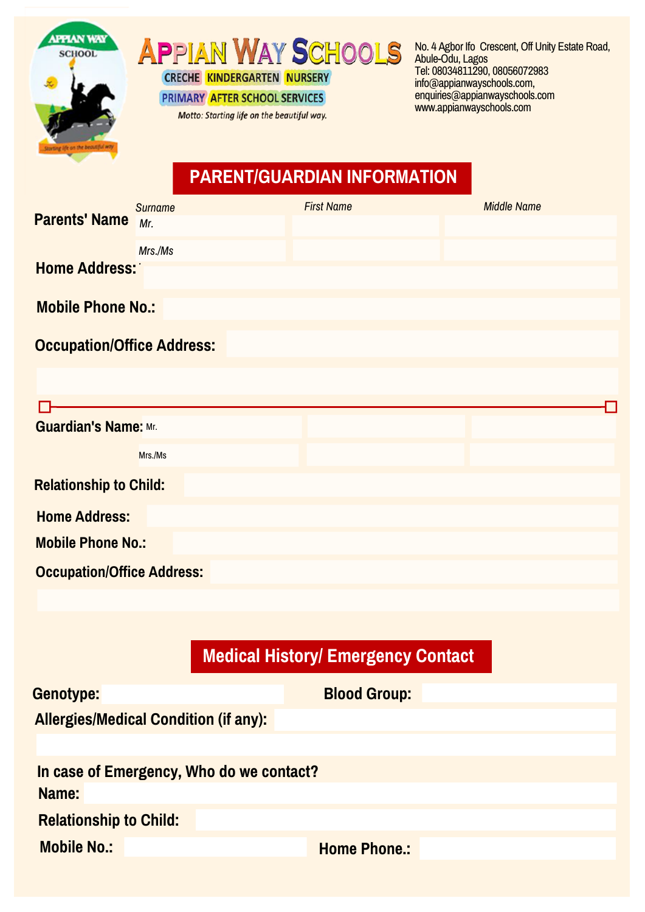# APPIAN WAY SCHOOLS

CRECHE KINDERGARTEN NURSERY
PRIMARY AFTER SCHOOL SERVICES

Motto: Starting life on the beautiful way.

No. 4 Agbor Ifo Crescent, Off Unity Estate Road, Abule-Odu, Lagos
Tel: 08034811290, 08056072983
info@appianwayschools.com,
enquiries@appianwayschools.com
www.appianwayschools.com

## PARENT/GUARDIAN INFORMATION

| | *Surname* | *First Name* | *Middle Name* |
|---|---|---|---|
| **Parents' Name** | *Mr.* | | |
| | *Mrs./Ms* | | |

**Home Address:**

**Mobile Phone No.:**

**Occupation/Office Address:**

---

| | | | |
|---|---|---|---|
| **Guardian's Name:** | Mr. | | |
| | Mrs./Ms | | |

**Relationship to Child:**

**Home Address:**

**Mobile Phone No.:**

**Occupation/Office Address:**

## Medical History/ Emergency Contact

**Genotype:** **Blood Group:**

**Allergies/Medical Condition (if any):**

**In case of Emergency, Who do we contact?**

**Name:**

**Relationship to Child:**

**Mobile No.:** **Home Phone.:**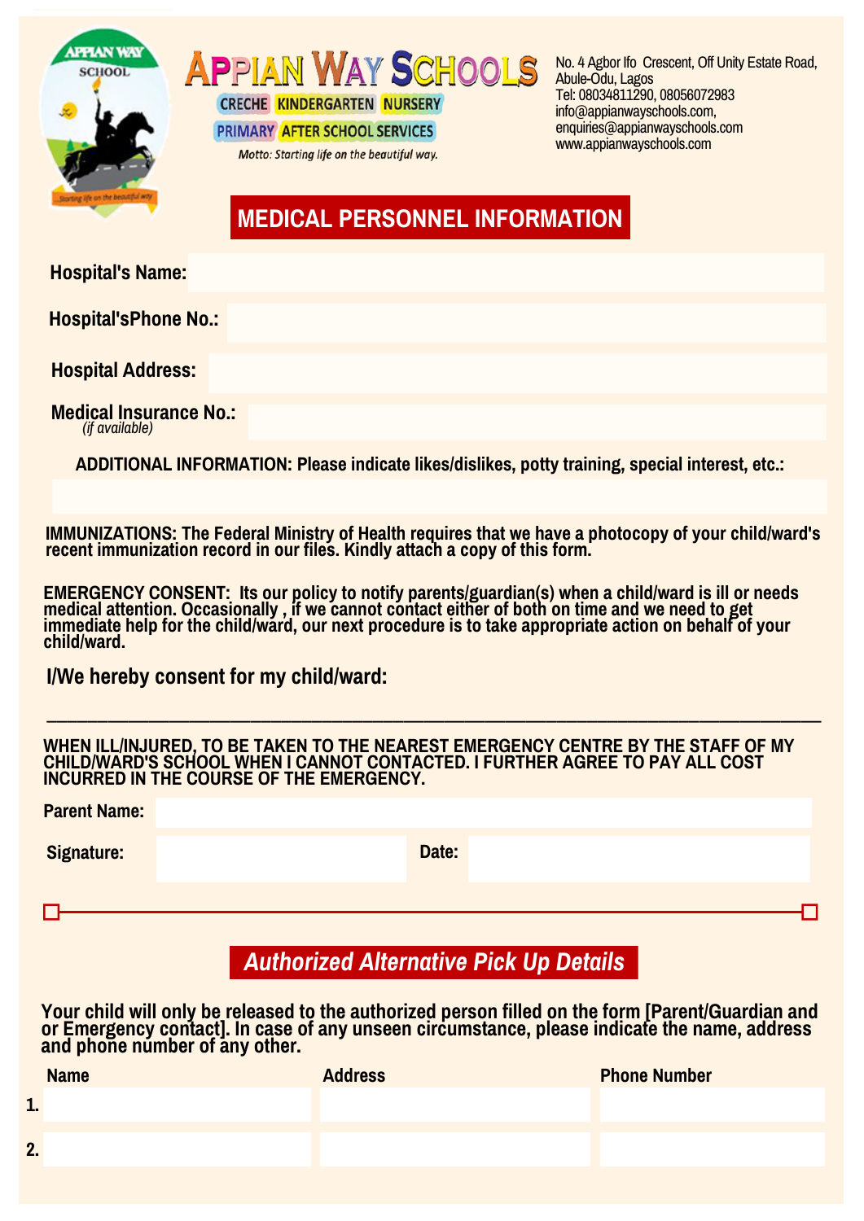# APPIAN WAY SCHOOLS

CRECHE KINDERGARTEN NURSERY
PRIMARY AFTER SCHOOL SERVICES

Motto: Starting life on the beautiful way.

No. 4 Agbor Ifo Crescent, Off Unity Estate Road, Abule-Odu, Lagos
Tel: 08034811290, 08056072983
info@appianwayschools.com,
enquiries@appianwayschools.com
www.appianwayschools.com

## MEDICAL PERSONNEL INFORMATION

**Hospital's Name:**

**Hospital'sPhone No.:**

**Hospital Address:**

**Medical Insurance No.:**
*(if available)*

**ADDITIONAL INFORMATION: Please indicate likes/dislikes, potty training, special interest, etc.:**

**IMMUNIZATIONS: The Federal Ministry of Health requires that we have a photocopy of your child/ward's recent immunization record in our files. Kindly attach a copy of this form.**

**EMERGENCY CONSENT: Its our policy to notify parents/guardian(s) when a child/ward is ill or needs medical attention. Occasionally , if we cannot contact either of both on time and we need to get immediate help for the child/ward, our next procedure is to take appropriate action on behalf of your child/ward.**

**I/We hereby consent for my child/ward:**

\_\_\_\_\_\_\_\_\_\_\_\_\_\_\_\_\_\_\_\_\_\_\_\_\_\_\_\_\_\_\_\_\_\_\_\_\_\_\_\_\_\_\_\_\_\_\_\_\_\_\_\_\_\_\_\_

**WHEN ILL/INJURED, TO BE TAKEN TO THE NEAREST EMERGENCY CENTRE BY THE STAFF OF MY CHILD/WARD'S SCHOOL WHEN I CANNOT CONTACTED. I FURTHER AGREE TO PAY ALL COST INCURRED IN THE COURSE OF THE EMERGENCY.**

**Parent Name:**

**Signature:** **Date:**

## *Authorized Alternative Pick Up Details*

**Your child will only be released to the authorized person filled on the form [Parent/Guardian and or Emergency contact]. In case of any unseen circumstance, please indicate the name, address and phone number of any other.**

| | Name | Address | Phone Number |
|---|---|---|---|
| 1. | | | |
| 2. | | | |